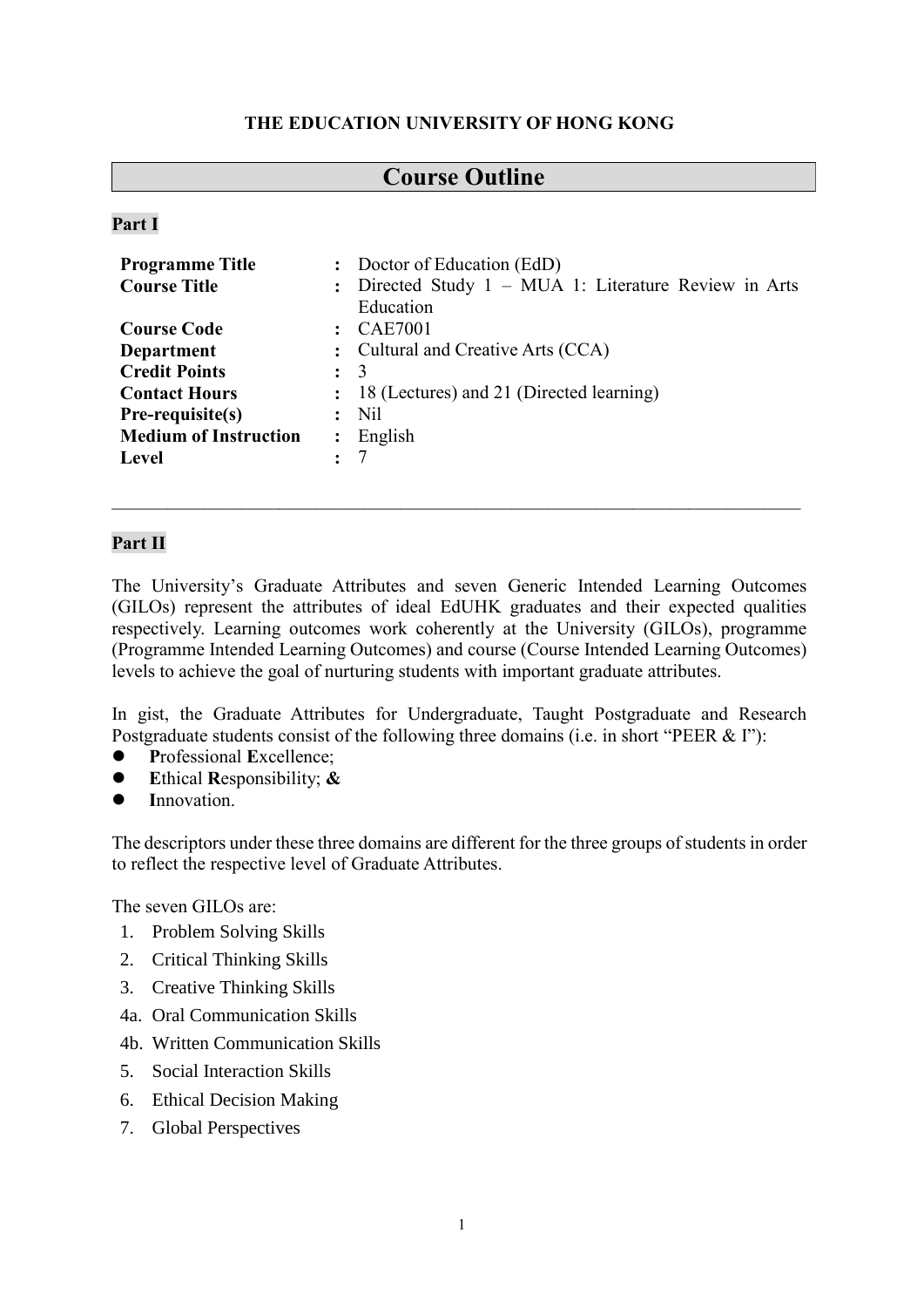**THE EDUCATION UNIVERSITY OF HONG KONG**

# Course Outline

## Part I

| | | |
|---|---|---|
| **Programme Title** | **:** | Doctor of Education (EdD) |
| **Course Title** | **:** | Directed Study 1 – MUA 1: Literature Review in Arts Education |
| **Course Code** | **:** | CAE7001 |
| **Department** | **:** | Cultural and Creative Arts (CCA) |
| **Credit Points** | **:** | 3 |
| **Contact Hours** | **:** | 18 (Lectures) and 21 (Directed learning) |
| **Pre-requisite(s)** | **:** | Nil |
| **Medium of Instruction** | **:** | English |
| **Level** | **:** | 7 |

---

## Part II

The University's Graduate Attributes and seven Generic Intended Learning Outcomes (GILOs) represent the attributes of ideal EdUHK graduates and their expected qualities respectively. Learning outcomes work coherently at the University (GILOs), programme (Programme Intended Learning Outcomes) and course (Course Intended Learning Outcomes) levels to achieve the goal of nurturing students with important graduate attributes.

In gist, the Graduate Attributes for Undergraduate, Taught Postgraduate and Research Postgraduate students consist of the following three domains (i.e. in short "PEER & I"):

- **P**rofessional **E**xcellence;
- **E**thical **R**esponsibility; **&**
- **I**nnovation.

The descriptors under these three domains are different for the three groups of students in order to reflect the respective level of Graduate Attributes.

The seven GILOs are:

1. Problem Solving Skills
2. Critical Thinking Skills
3. Creative Thinking Skills

4a. Oral Communication Skills

4b. Written Communication Skills

5. Social Interaction Skills
6. Ethical Decision Making
7. Global Perspectives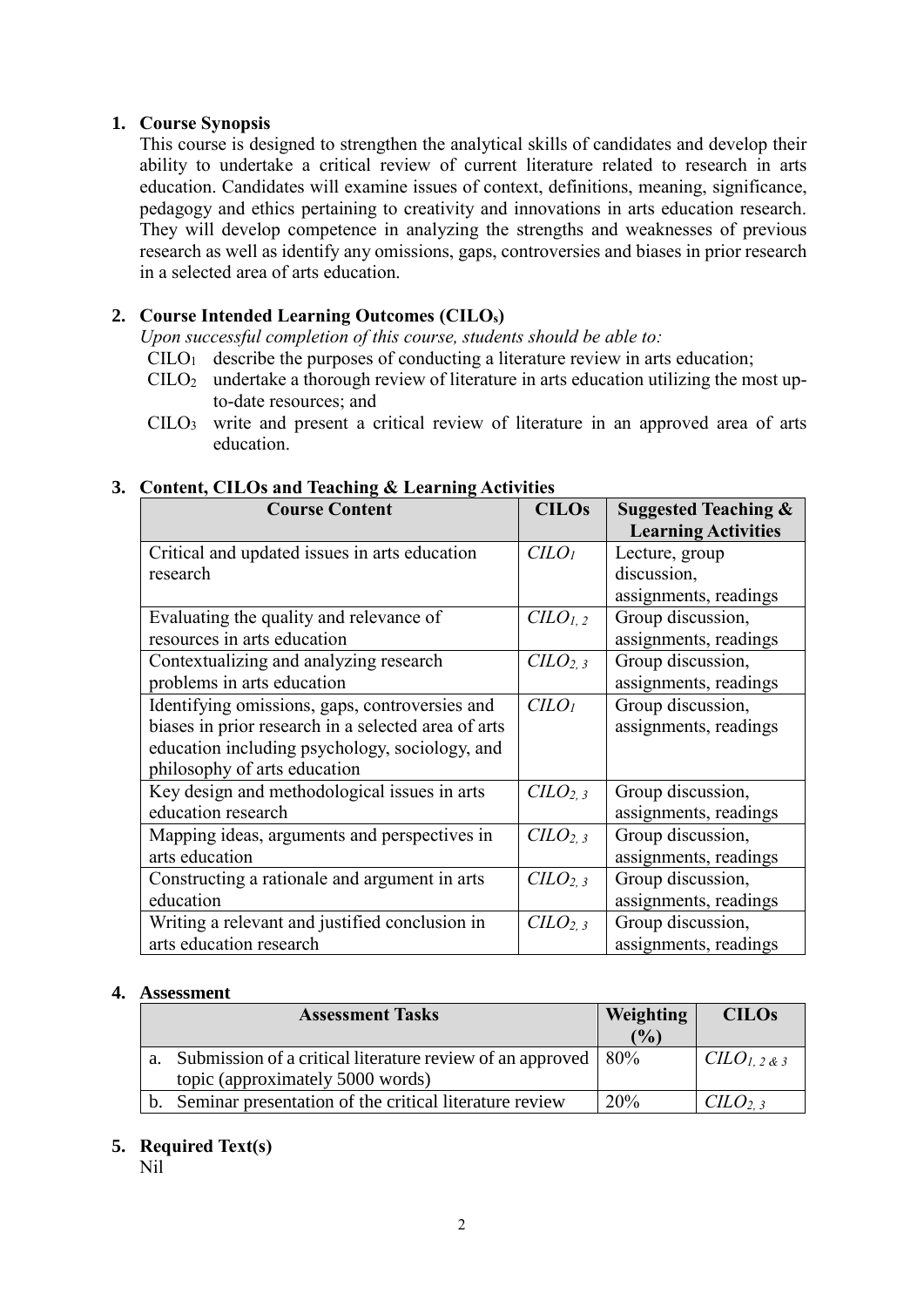## 1. Course Synopsis

This course is designed to strengthen the analytical skills of candidates and develop their ability to undertake a critical review of current literature related to research in arts education. Candidates will examine issues of context, definitions, meaning, significance, pedagogy and ethics pertaining to creativity and innovations in arts education research. They will develop competence in analyzing the strengths and weaknesses of previous research as well as identify any omissions, gaps, controversies and biases in prior research in a selected area of arts education.

## 2. Course Intended Learning Outcomes ($CILO_s$)

*Upon successful completion of this course, students should be able to:*

- $CILO_1$ describe the purposes of conducting a literature review in arts education;
- $CILO_2$ undertake a thorough review of literature in arts education utilizing the most up-to-date resources; and
- $CILO_3$ write and present a critical review of literature in an approved area of arts education.

## 3. Content, CILOs and Teaching & Learning Activities

| Course Content | CILOs | Suggested Teaching & Learning Activities |
|---|---|---|
| Critical and updated issues in arts education research | $CILO_1$ | Lecture, group discussion, assignments, readings |
| Evaluating the quality and relevance of resources in arts education | $CILO_{1,2}$ | Group discussion, assignments, readings |
| Contextualizing and analyzing research problems in arts education | $CILO_{2,3}$ | Group discussion, assignments, readings |
| Identifying omissions, gaps, controversies and biases in prior research in a selected area of arts education including psychology, sociology, and philosophy of arts education | $CILO_1$ | Group discussion, assignments, readings |
| Key design and methodological issues in arts education research | $CILO_{2,3}$ | Group discussion, assignments, readings |
| Mapping ideas, arguments and perspectives in arts education | $CILO_{2,3}$ | Group discussion, assignments, readings |
| Constructing a rationale and argument in arts education | $CILO_{2,3}$ | Group discussion, assignments, readings |
| Writing a relevant and justified conclusion in arts education research | $CILO_{2,3}$ | Group discussion, assignments, readings |

## 4. Assessment

| Assessment Tasks | Weighting (%) | CILOs |
|---|---|---|
| a. Submission of a critical literature review of an approved topic (approximately 5000 words) | 80% | $CILO_{1,2\,\&\,3}$ |
| b. Seminar presentation of the critical literature review | 20% | $CILO_{2,3}$ |

## 5. Required Text(s)

Nil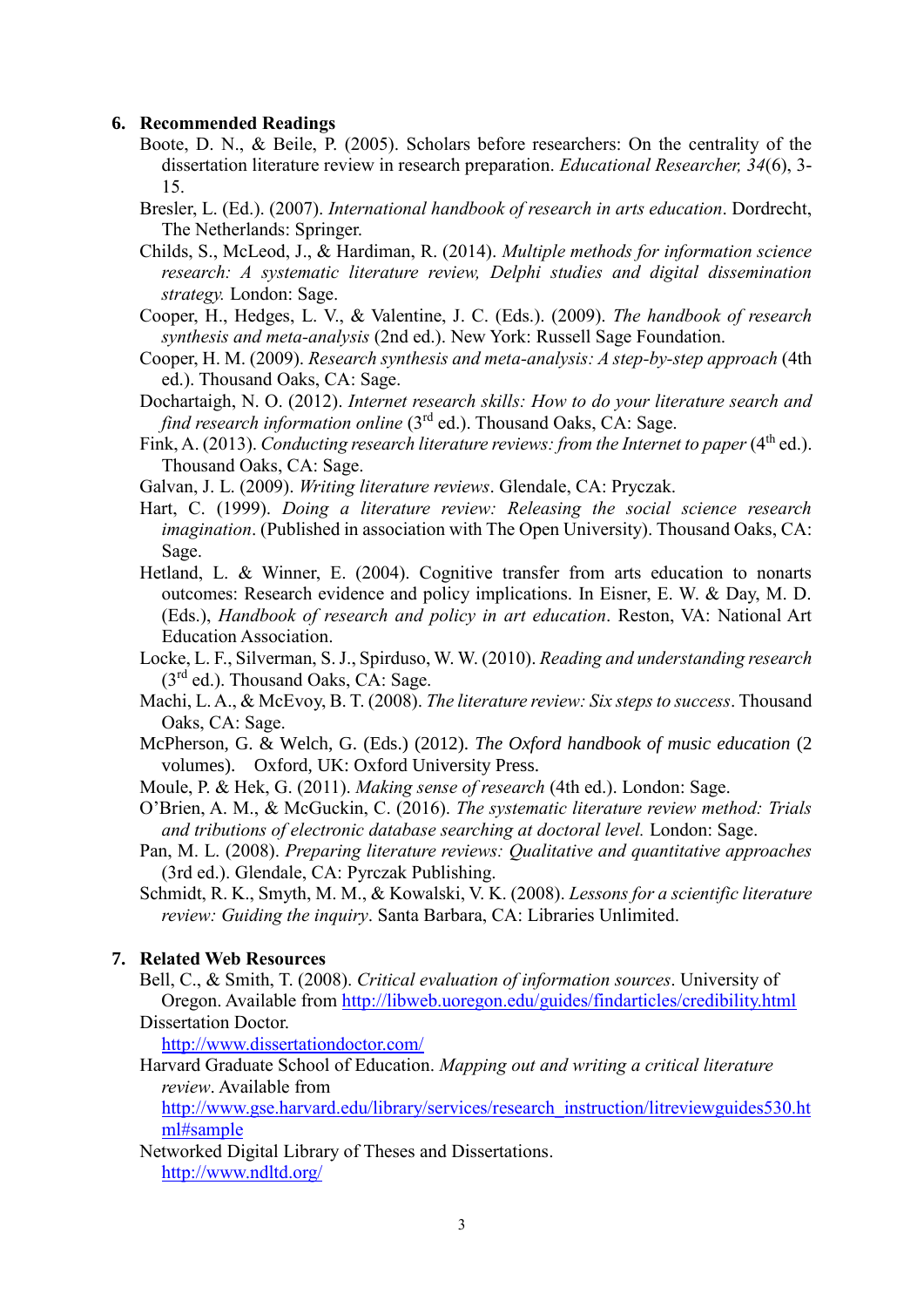## 6. Recommended Readings

Boote, D. N., & Beile, P. (2005). Scholars before researchers: On the centrality of the dissertation literature review in research preparation. *Educational Researcher, 34*(6), 3-15.

Bresler, L. (Ed.). (2007). *International handbook of research in arts education*. Dordrecht, The Netherlands: Springer.

Childs, S., McLeod, J., & Hardiman, R. (2014). *Multiple methods for information science research: A systematic literature review, Delphi studies and digital dissemination strategy.* London: Sage.

Cooper, H., Hedges, L. V., & Valentine, J. C. (Eds.). (2009). *The handbook of research synthesis and meta-analysis* (2nd ed.). New York: Russell Sage Foundation.

Cooper, H. M. (2009). *Research synthesis and meta-analysis: A step-by-step approach* (4th ed.). Thousand Oaks, CA: Sage.

Dochartaigh, N. O. (2012). *Internet research skills: How to do your literature search and find research information online* (3rd ed.). Thousand Oaks, CA: Sage.

Fink, A. (2013). *Conducting research literature reviews: from the Internet to paper* (4th ed.). Thousand Oaks, CA: Sage.

Galvan, J. L. (2009). *Writing literature reviews*. Glendale, CA: Pryczak.

Hart, C. (1999). *Doing a literature review: Releasing the social science research imagination*. (Published in association with The Open University). Thousand Oaks, CA: Sage.

Hetland, L. & Winner, E. (2004). Cognitive transfer from arts education to nonarts outcomes: Research evidence and policy implications. In Eisner, E. W. & Day, M. D. (Eds.), *Handbook of research and policy in art education*. Reston, VA: National Art Education Association.

Locke, L. F., Silverman, S. J., Spirduso, W. W. (2010). *Reading and understanding research* (3rd ed.). Thousand Oaks, CA: Sage.

Machi, L. A., & McEvoy, B. T. (2008). *The literature review: Six steps to success*. Thousand Oaks, CA: Sage.

McPherson, G. & Welch, G. (Eds.) (2012). *The Oxford handbook of music education* (2 volumes). Oxford, UK: Oxford University Press.

Moule, P. & Hek, G. (2011). *Making sense of research* (4th ed.). London: Sage.

O'Brien, A. M., & McGuckin, C. (2016). *The systematic literature review method: Trials and tributions of electronic database searching at doctoral level.* London: Sage.

Pan, M. L. (2008). *Preparing literature reviews: Qualitative and quantitative approaches* (3rd ed.). Glendale, CA: Pyrczak Publishing.

Schmidt, R. K., Smyth, M. M., & Kowalski, V. K. (2008). *Lessons for a scientific literature review: Guiding the inquiry*. Santa Barbara, CA: Libraries Unlimited.

## 7. Related Web Resources

Bell, C., & Smith, T. (2008). *Critical evaluation of information sources*. University of Oregon. Available from http://libweb.uoregon.edu/guides/findarticles/credibility.html

Dissertation Doctor.
http://www.dissertationdoctor.com/

Harvard Graduate School of Education. *Mapping out and writing a critical literature review*. Available from
http://www.gse.harvard.edu/library/services/research_instruction/litreviewguides530.html#sample

Networked Digital Library of Theses and Dissertations.
http://www.ndltd.org/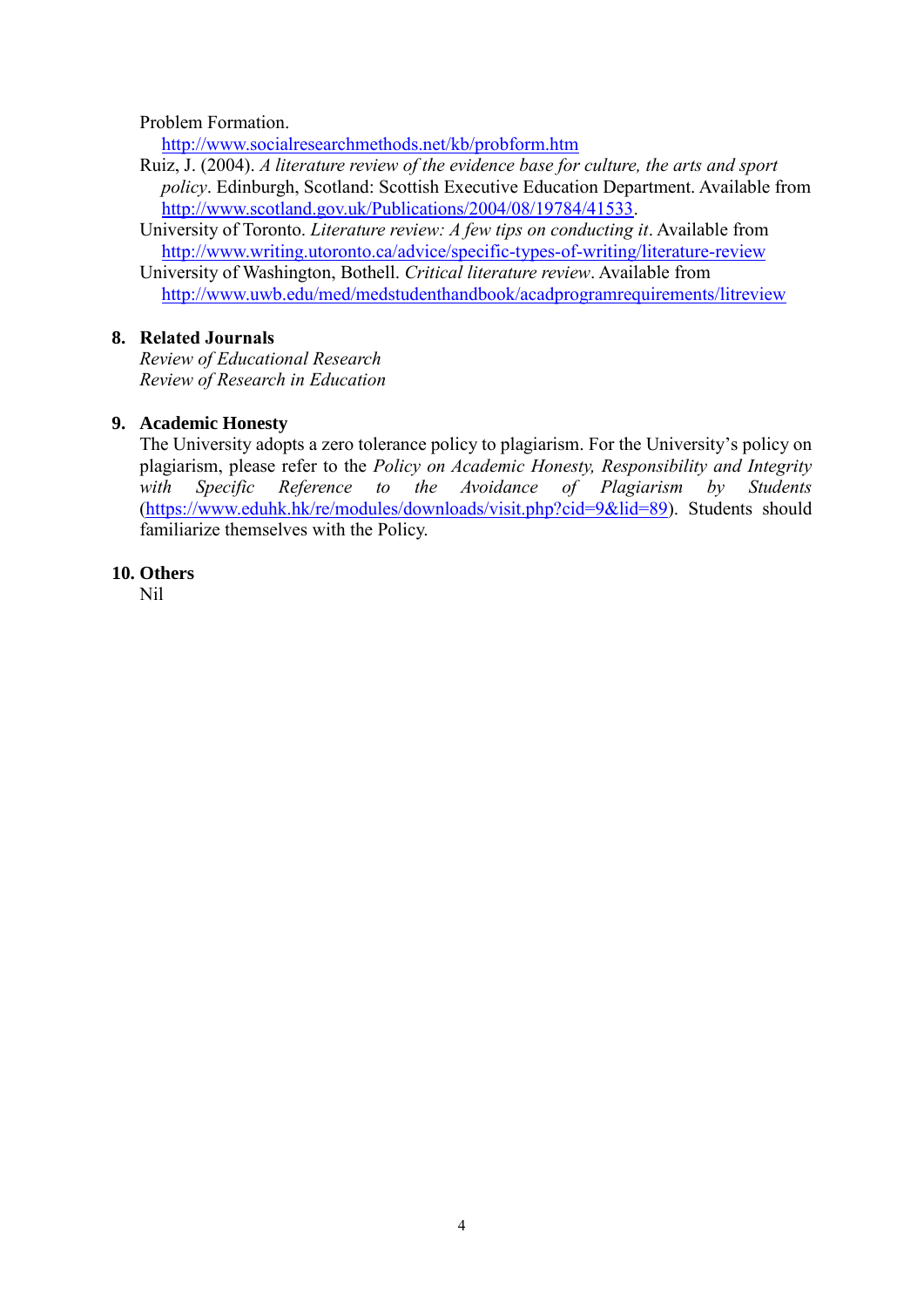Problem Formation.
http://www.socialresearchmethods.net/kb/probform.htm

Ruiz, J. (2004). *A literature review of the evidence base for culture, the arts and sport policy*. Edinburgh, Scotland: Scottish Executive Education Department. Available from http://www.scotland.gov.uk/Publications/2004/08/19784/41533.

University of Toronto. *Literature review: A few tips on conducting it*. Available from http://www.writing.utoronto.ca/advice/specific-types-of-writing/literature-review

University of Washington, Bothell. *Critical literature review*. Available from http://www.uwb.edu/med/medstudenthandbook/acadprogramrequirements/litreview

## 8. Related Journals

*Review of Educational Research*
*Review of Research in Education*

## 9. Academic Honesty

The University adopts a zero tolerance policy to plagiarism. For the University's policy on plagiarism, please refer to the *Policy on Academic Honesty, Responsibility and Integrity with Specific Reference to the Avoidance of Plagiarism by Students* (https://www.eduhk.hk/re/modules/downloads/visit.php?cid=9&lid=89). Students should familiarize themselves with the Policy.

## 10. Others

Nil